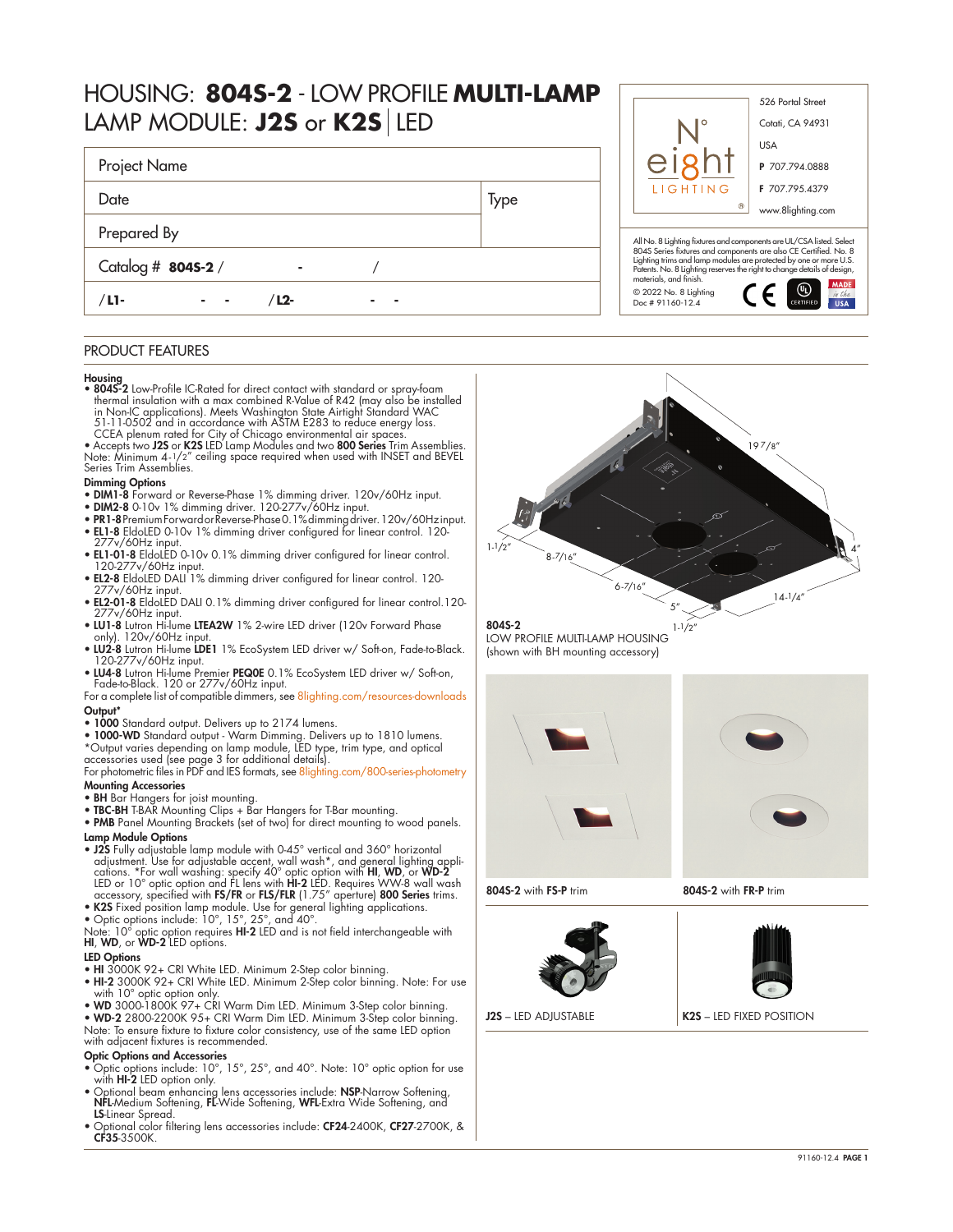# HOUSING: **804S-2** - LOW PROFILE **MULTI-LAMP**
# LAMP MODULE: **J2S** or **K2S** | LED

| | |
|---|---|
| Project Name | |
| Date | Type |
| Prepared By | |
| Catalog # **804S-2** / - / | |
| / **L1-** - - / **L2-** - - | |

N° eight LIGHTING®

526 Portal Street
Cotati, CA 94931
USA
**P** 707.794.0888
**F** 707.795.4379
www.8lighting.com

All No. 8 Lighting fixtures and components are UL/CSA listed. Select 804S Series fixtures and components are also CE Certified. No. 8 Lighting trims and lamp modules are protected by one or more U.S. Patents. No. 8 Lighting reserves the right to change details of design, materials, and finish.

© 2022 No. 8 Lighting
Doc # 91160-12.4

## PRODUCT FEATURES

### Housing

- **804S-2** Low-Profile IC-Rated for direct contact with standard or spray-foam thermal insulation with a max combined R-Value of R42 (may also be installed in Non-IC applications). Meets Washington State Airtight Standard WAC 51-11-0502 and in accordance with ASTM E283 to reduce energy loss. CCEA plenum rated for City of Chicago environmental air spaces.
- Accepts two **J2S** or **K2S** LED Lamp Modules and two **800 Series** Trim Assemblies.

Note: Minimum 4-1/2" ceiling space required when used with INSET and BEVEL Series Trim Assemblies.

### Dimming Options

- **DIM1-8** Forward or Reverse-Phase 1% dimming driver. 120v/60Hz input.
- **DIM2-8** 0-10v 1% dimming driver. 120-277v/60Hz input.
- **PR1-8** Premium Forward or Reverse-Phase 0.1% dimming driver. 120v/60Hz input.
- **EL1-8** EldoLED 0-10v 1% dimming driver configured for linear control. 120-277v/60Hz input.
- **EL1-01-8** EldoLED 0-10v 0.1% dimming driver configured for linear control. 120-277v/60Hz input.
- **EL2-8** EldoLED DALI 1% dimming driver configured for linear control. 120-277v/60Hz input.
- **EL2-01-8** EldoLED DALI 0.1% dimming driver configured for linear control.120-277v/60Hz input.
- **LU1-8** Lutron Hi-lume **LTEA2W** 1% 2-wire LED driver (120v Forward Phase only). 120v/60Hz input.
- **LU2-8** Lutron Hi-lume **LDE1** 1% EcoSystem LED driver w/ Soft-on, Fade-to-Black. 120-277v/60Hz input.
- **LU4-8** Lutron Hi-lume Premier **PEQ0E** 0.1% EcoSystem LED driver w/ Soft-on, Fade-to-Black. 120 or 277v/60Hz input.

For a complete list of compatible dimmers, see 8lighting.com/resources-downloads

### Output*

- **1000** Standard output. Delivers up to 2174 lumens.
- **1000-WD** Standard output - Warm Dimming. Delivers up to 1810 lumens.

*Output varies depending on lamp module, LED type, trim type, and optical accessories used (see page 3 for additional details).

For photometric files in PDF and IES formats, see 8lighting.com/800-series-photometry

### Mounting Accessories

- **BH** Bar Hangers for joist mounting.
- **TBC-BH** T-BAR Mounting Clips + Bar Hangers for T-Bar mounting.
- **PMB** Panel Mounting Brackets (set of two) for direct mounting to wood panels.

### Lamp Module Options

- **J2S** Fully adjustable lamp module with 0-45° vertical and 360° horizontal adjustment. Use for adjustable accent, wall wash*, and general lighting applications. *For wall washing: specify 40° optic option with **HI**, **WD**, or **WD-2** LED or 10° optic option and FL lens with **HI-2** LED. Requires WW-8 wall wash accessory, specified with **FS/FR** or **FLS/FLR** (1.75" aperture) **800 Series** trims.
- **K2S** Fixed position lamp module. Use for general lighting applications.
- Optic options include: 10°, 15°, 25°, and 40°.

Note: 10° optic option requires **HI-2** LED and is not field interchangeable with **HI**, **WD**, or **WD-2** LED options.

### LED Options

- **HI** 3000K 92+ CRI White LED. Minimum 2-Step color binning.
- **HI-2** 3000K 92+ CRI White LED. Minimum 2-Step color binning. Note: For use with 10° optic option only.
- **WD** 3000-1800K 97+ CRI Warm Dim LED. Minimum 3-Step color binning.
- **WD-2** 2800-2200K 95+ CRI Warm Dim LED. Minimum 3-Step color binning.

Note: To ensure fixture to fixture color consistency, use of the same LED option with adjacent fixtures is recommended.

### Optic Options and Accessories

- Optic options include: 10°, 15°, 25°, and 40°. Note: 10° optic option for use with **HI-2** LED option only.
- Optional beam enhancing lens accessories include: **NSP**-Narrow Softening, **NFL**-Medium Softening, **FL**-Wide Softening, **WFL**-Extra Wide Softening, and **LS**-Linear Spread.
- Optional color filtering lens accessories include: **CF24**-2400K, **CF27**-2700K, & **CF35**-3500K.

19-7/8"
4"
14-1/4"
1-1/2"
8-7/16"
6-7/16"
5"
1-1/2"

**804S-2**
LOW PROFILE MULTI-LAMP HOUSING
(shown with BH mounting accessory)

**804S-2** with **FS-P** trim

**804S-2** with **FR-P** trim

**J2S** – LED ADJUSTABLE

**K2S** – LED FIXED POSITION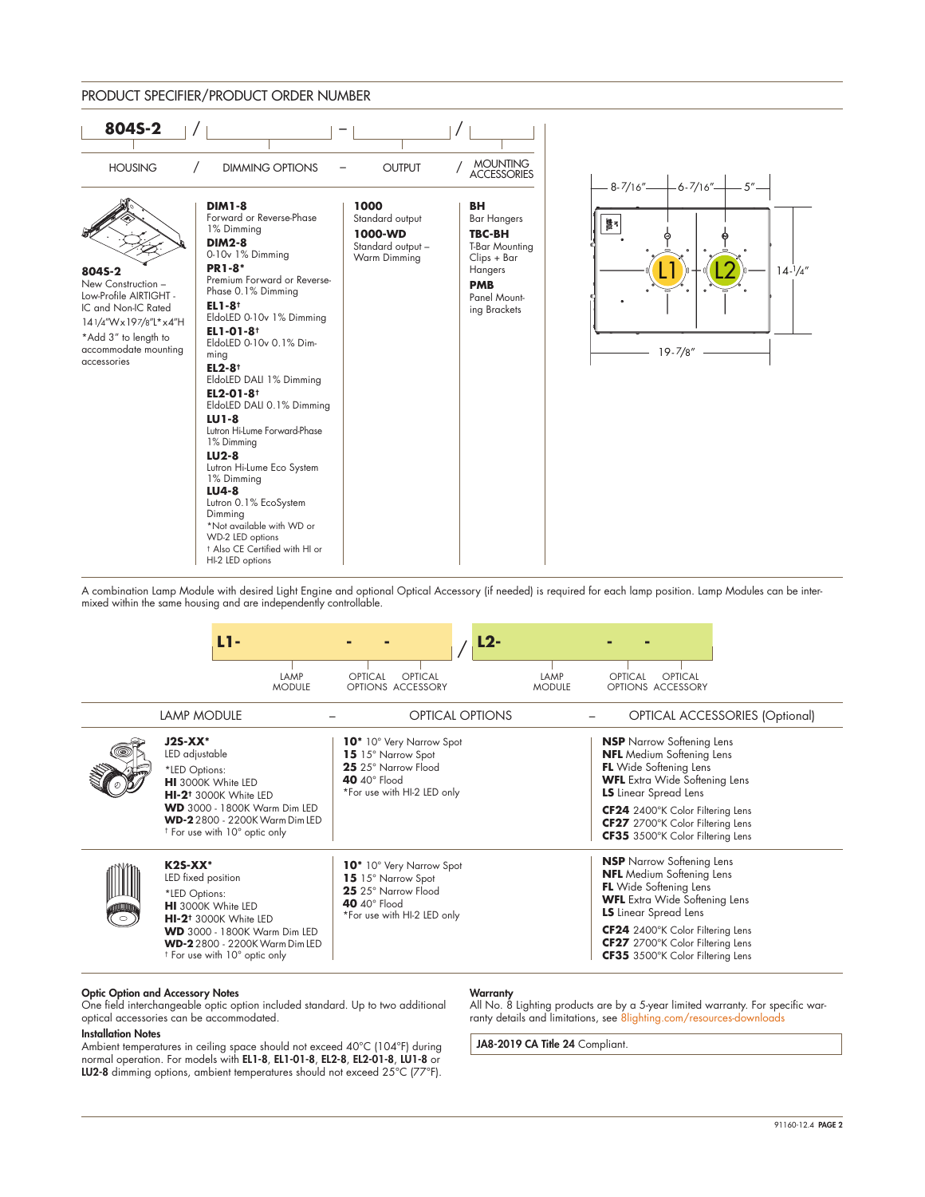## PRODUCT SPECIFIER/PRODUCT ORDER NUMBER

**804S-2** / ______ – ______ / ______

| HOUSING | DIMMING OPTIONS | OUTPUT | MOUNTING ACCESSORIES |
|---|---|---|---|
| **804S-2**<br>New Construction – Low-Profile AIRTIGHT - IC and Non-IC Rated<br>14 1/4"W x 19 7/8"L* x 4"H<br>*Add 3" to length to accommodate mounting accessories | **DIM1-8**<br>Forward or Reverse-Phase 1% Dimming<br>**DIM2-8**<br>0-10v 1% Dimming<br>**PR1-8***<br>Premium Forward or Reverse-Phase 0.1% Dimming<br>**EL1-8†**<br>EldoLED 0-10v 1% Dimming<br>**EL1-01-8†**<br>EldoLED 0-10v 0.1% Dimming<br>**EL2-8†**<br>EldoLED DALI 1% Dimming<br>**EL2-01-8†**<br>EldoLED DALI 0.1% Dimming<br>**LU1-8**<br>Lutron Hi-Lume Forward-Phase 1% Dimming<br>**LU2-8**<br>Lutron Hi-Lume Eco System 1% Dimming<br>**LU4-8**<br>Lutron 0.1% EcoSystem Dimming<br>*Not available with WD or WD-2 LED options<br>† Also CE Certified with HI or HI-2 LED options | **1000**<br>Standard output<br>**1000-WD**<br>Standard output – Warm Dimming | **BH**<br>Bar Hangers<br>**TBC-BH**<br>T-Bar Mounting Clips + Bar Hangers<br>**PMB**<br>Panel Mounting Brackets |

8-7/16" 6-7/16" 5"

L1 L2

14-1/4"

19-7/8"

A combination Lamp Module with desired Light Engine and optional Optical Accessory (if needed) is required for each lamp position. Lamp Modules can be intermixed within the same housing and are independently controllable.

**L1-** ______ - ______ - ______ / **L2-** ______ - ______ - ______

LAMP MODULE, OPTICAL OPTIONS, OPTICAL ACCESSORY / LAMP MODULE, OPTICAL OPTIONS, OPTICAL ACCESSORY

| LAMP MODULE | OPTICAL OPTIONS | OPTICAL ACCESSORIES (Optional) |
|---|---|---|
| **J2S-XX***<br>LED adjustable<br>*LED Options:<br>**HI** 3000K White LED<br>**HI-2†** 3000K White LED<br>**WD** 3000 - 1800K Warm Dim LED<br>**WD-2** 2800 - 2200K Warm Dim LED<br>† For use with 10° optic only | **10*** 10° Very Narrow Spot<br>**15** 15° Narrow Spot<br>**25** 25° Narrow Flood<br>**40** 40° Flood<br>*For use with HI-2 LED only | **NSP** Narrow Softening Lens<br>**NFL** Medium Softening Lens<br>**FL** Wide Softening Lens<br>**WFL** Extra Wide Softening Lens<br>**LS** Linear Spread Lens<br>**CF24** 2400°K Color Filtering Lens<br>**CF27** 2700°K Color Filtering Lens<br>**CF35** 3500°K Color Filtering Lens |
| **K2S-XX***<br>LED fixed position<br>*LED Options:<br>**HI** 3000K White LED<br>**HI-2†** 3000K White LED<br>**WD** 3000 - 1800K Warm Dim LED<br>**WD-2** 2800 - 2200K Warm Dim LED<br>† For use with 10° optic only | **10*** 10° Very Narrow Spot<br>**15** 15° Narrow Spot<br>**25** 25° Narrow Flood<br>**40** 40° Flood<br>*For use with HI-2 LED only | **NSP** Narrow Softening Lens<br>**NFL** Medium Softening Lens<br>**FL** Wide Softening Lens<br>**WFL** Extra Wide Softening Lens<br>**LS** Linear Spread Lens<br>**CF24** 2400°K Color Filtering Lens<br>**CF27** 2700°K Color Filtering Lens<br>**CF35** 3500°K Color Filtering Lens |

**Optic Option and Accessory Notes**
One field interchangeable optic option included standard. Up to two additional optical accessories can be accommodated.

**Installation Notes**
Ambient temperatures in ceiling space should not exceed 40°C (104°F) during normal operation. For models with **EL1-8**, **EL1-01-8**, **EL2-8**, **EL2-01-8**, **LU1-8** or **LU2-8** dimming options, ambient temperatures should not exceed 25°C (77°F).

**Warranty**
All No. 8 Lighting products are by a 5-year limited warranty. For specific warranty details and limitations, see 8lighting.com/resources-downloads

**JA8-2019 CA Title 24** Compliant.

91160-12.4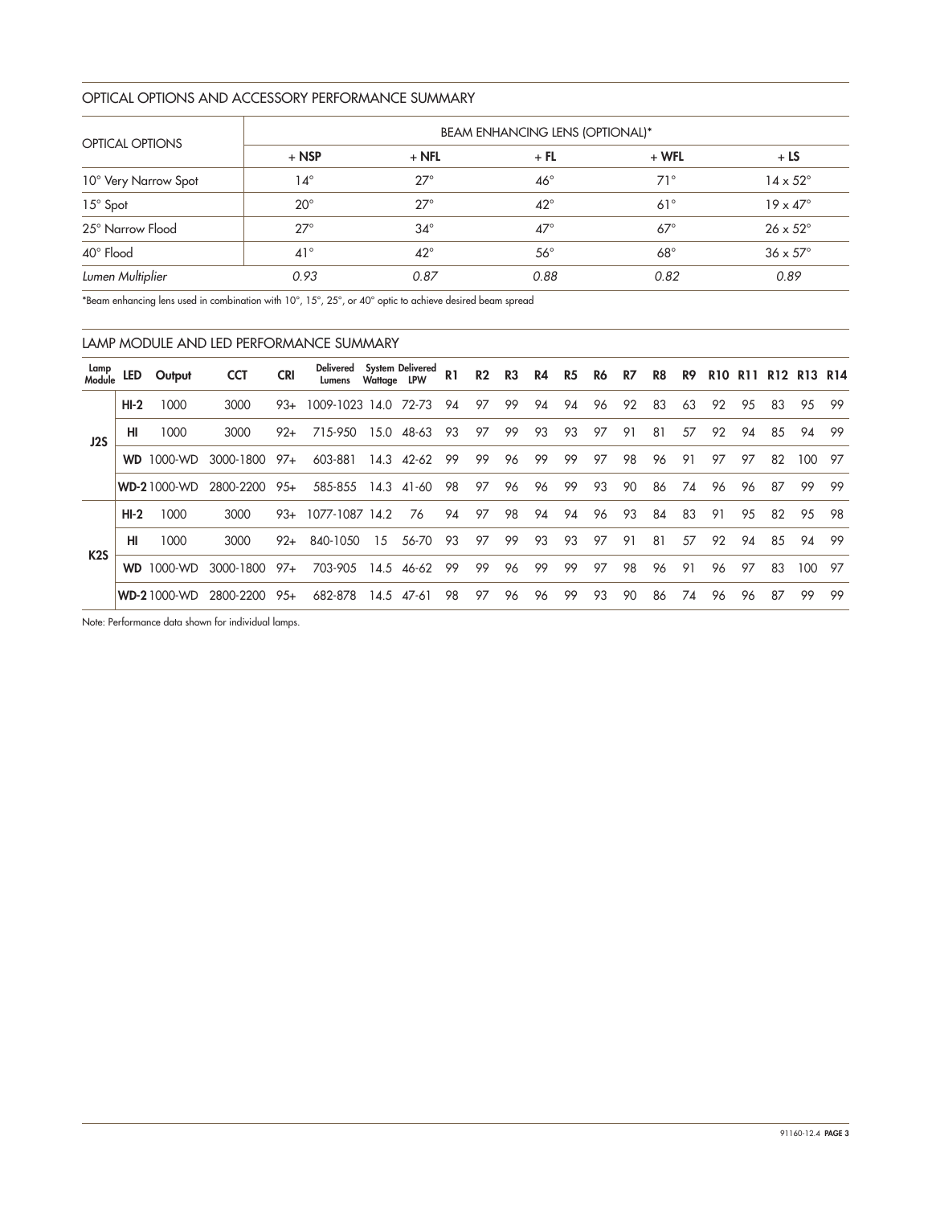## OPTICAL OPTIONS AND ACCESSORY PERFORMANCE SUMMARY

| OPTICAL OPTIONS | BEAM ENHANCING LENS (OPTIONAL)* | | | | |
|---|---|---|---|---|---|
| | + NSP | + NFL | + FL | + WFL | + LS |
| 10° Very Narrow Spot | 14° | 27° | 46° | 71° | 14 x 52° |
| 15° Spot | 20° | 27° | 42° | 61° | 19 x 47° |
| 25° Narrow Flood | 27° | 34° | 47° | 67° | 26 x 52° |
| 40° Flood | 41° | 42° | 56° | 68° | 36 x 57° |
| *Lumen Multiplier* | *0.93* | *0.87* | *0.88* | *0.82* | *0.89* |

*Beam enhancing lens used in combination with 10°, 15°, 25°, or 40° optic to achieve desired beam spread

## LAMP MODULE AND LED PERFORMANCE SUMMARY

| Lamp Module | LED | Output | CCT | CRI | Delivered Lumens | System Wattage | Delivered LPW | R1 | R2 | R3 | R4 | R5 | R6 | R7 | R8 | R9 | R10 | R11 | R12 | R13 | R14 |
|---|---|---|---|---|---|---|---|---|---|---|---|---|---|---|---|---|---|---|---|---|---|
| J2S | HI-2 | 1000 | 3000 | 93+ | 1009-1023 | 14.0 | 72-73 | 94 | 97 | 99 | 94 | 94 | 96 | 92 | 83 | 63 | 92 | 95 | 83 | 95 | 99 |
| | HI | 1000 | 3000 | 92+ | 715-950 | 15.0 | 48-63 | 93 | 97 | 99 | 93 | 93 | 97 | 91 | 81 | 57 | 92 | 94 | 85 | 94 | 99 |
| | WD | 1000-WD | 3000-1800 | 97+ | 603-881 | 14.3 | 42-62 | 99 | 99 | 96 | 99 | 99 | 97 | 98 | 96 | 91 | 97 | 97 | 82 | 100 | 97 |
| | WD-2 | 1000-WD | 2800-2200 | 95+ | 585-855 | 14.3 | 41-60 | 98 | 97 | 96 | 96 | 99 | 93 | 90 | 86 | 74 | 96 | 96 | 87 | 99 | 99 |
| K2S | HI-2 | 1000 | 3000 | 93+ | 1077-1087 | 14.2 | 76 | 94 | 97 | 98 | 94 | 94 | 96 | 93 | 84 | 83 | 91 | 95 | 82 | 95 | 98 |
| | HI | 1000 | 3000 | 92+ | 840-1050 | 15 | 56-70 | 93 | 97 | 99 | 93 | 93 | 97 | 91 | 81 | 57 | 92 | 94 | 85 | 94 | 99 |
| | WD | 1000-WD | 3000-1800 | 97+ | 703-905 | 14.5 | 46-62 | 99 | 99 | 96 | 99 | 99 | 97 | 98 | 96 | 91 | 96 | 97 | 83 | 100 | 97 |
| | WD-2 | 1000-WD | 2800-2200 | 95+ | 682-878 | 14.5 | 47-61 | 98 | 97 | 96 | 96 | 99 | 93 | 90 | 86 | 74 | 96 | 96 | 87 | 99 | 99 |

Note: Performance data shown for individual lamps.

91160-12.4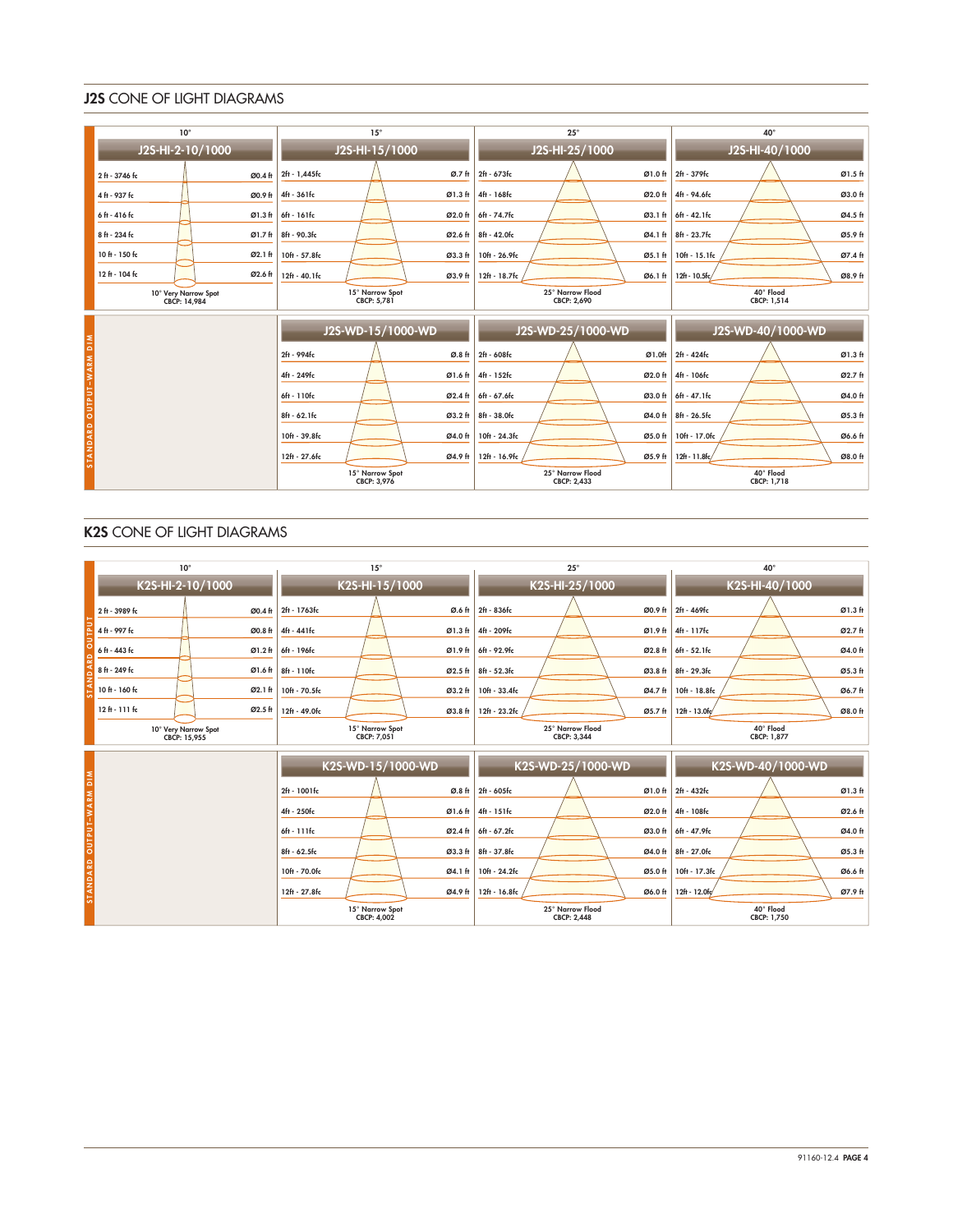## J2S CONE OF LIGHT DIAGRAMS

10°

**J2S-HI-2-10/1000**

2 ft - 3746 fc Ø0.4 ft
4 ft - 937 fc Ø0.9 ft
6 ft - 416 fc Ø1.3 ft
8 ft - 234 fc Ø1.7 ft
10 ft - 150 fc Ø2.1 ft
12 ft - 104 fc Ø2.6 ft

10° Very Narrow Spot
CBCP: 14,984

15°

**J2S-HI-15/1000**

2ft - 1,445fc Ø.7 ft
4ft - 361fc Ø1.3 ft
6ft - 161fc Ø2.0 ft
8ft - 90.3fc Ø2.6 ft
10ft - 57.8fc Ø3.3 ft
12ft - 40.1fc Ø3.9 ft

15° Narrow Spot
CBCP: 5,781

25°

**J2S-HI-25/1000**

2ft - 673fc Ø1.0 ft
4ft - 168fc Ø2.0 ft
6ft - 74.7fc Ø3.1 ft
8ft - 42.0fc Ø4.1 ft
10ft - 26.9fc Ø5.1 ft
12ft - 18.7fc Ø6.1 ft

25° Narrow Flood
CBCP: 2,690

40°

**J2S-HI-40/1000**

2ft - 379fc Ø1.5 ft
4ft - 94.6fc Ø3.0 ft
6ft - 42.1fc Ø4.5 ft
8ft - 23.7fc Ø5.9 ft
10ft - 15.1fc Ø7.4 ft
12ft - 10.5fc Ø8.9 ft

40° Flood
CBCP: 1,514

STANDARD OUTPUT–WARM DIM

**J2S-WD-15/1000-WD**

2ft - 994fc Ø.8 ft
4ft - 249fc Ø1.6 ft
6ft - 110fc Ø2.4 ft
8ft - 62.1fc Ø3.2 ft
10ft - 39.8fc Ø4.0 ft
12ft - 27.6fc Ø4.9 ft

15° Narrow Spot
CBCP: 3,976

**J2S-WD-25/1000-WD**

2ft - 608fc Ø1.0ft
4ft - 152fc Ø2.0 ft
6ft - 67.6fc Ø3.0 ft
8ft - 38.0fc Ø4.0 ft
10ft - 24.3fc Ø5.0 ft
12ft - 16.9fc Ø5.9 ft

25° Narrow Flood
CBCP: 2,433

**J2S-WD-40/1000-WD**

2ft - 424fc Ø1.3 ft
4ft - 106fc Ø2.7 ft
6ft - 47.1fc Ø4.0 ft
8ft - 26.5fc Ø5.3 ft
10ft - 17.0fc Ø6.6 ft
12ft - 11.8fc Ø8.0 ft

40° Flood
CBCP: 1,718

## K2S CONE OF LIGHT DIAGRAMS

STANDARD OUTPUT

10°

**K2S-HI-2-10/1000**

2 ft - 3989 fc Ø0.4 ft
4 ft - 997 fc Ø0.8 ft
6 ft - 443 fc Ø1.2 ft
8 ft - 249 fc Ø1.6 ft
10 ft - 160 fc Ø2.1 ft
12 ft - 111 fc Ø2.5 ft

10° Very Narrow Spot
CBCP: 15,955

15°

**K2S-HI-15/1000**

2ft - 1763fc Ø.6 ft
4ft - 441fc Ø1.3 ft
6ft - 196fc Ø1.9 ft
8ft - 110fc Ø2.5 ft
10ft - 70.5fc Ø3.2 ft
12ft - 49.0fc Ø3.8 ft

15° Narrow Spot
CBCP: 7,051

25°

**K2S-HI-25/1000**

2ft - 836fc Ø0.9 ft
4ft - 209fc Ø1.9 ft
6ft - 92.9fc Ø2.8 ft
8ft - 52.3fc Ø3.8 ft
10ft - 33.4fc Ø4.7 ft
12ft - 23.2fc Ø5.7 ft

25° Narrow Flood
CBCP: 3,344

40°

**K2S-HI-40/1000**

2ft - 469fc Ø1.3 ft
4ft - 117fc Ø2.7 ft
6ft - 52.1fc Ø4.0 ft
8ft - 29.3fc Ø5.3 ft
10ft - 18.8fc Ø6.7 ft
12ft - 13.0fc Ø8.0 ft

40° Flood
CBCP: 1,877

STANDARD OUTPUT–WARM DIM

**K2S-WD-15/1000-WD**

2ft - 1001fc Ø.8 ft
4ft - 250fc Ø1.6 ft
6ft - 111fc Ø2.4 ft
8ft - 62.5fc Ø3.3 ft
10ft - 70.0fc Ø4.1 ft
12ft - 27.8fc Ø4.9 ft

15° Narrow Spot
CBCP: 4,002

**K2S-WD-25/1000-WD**

2ft - 605fc Ø1.0 ft
4ft - 151fc Ø2.0 ft
6ft - 67.2fc Ø3.0 ft
8ft - 37.8fc Ø4.0 ft
10ft - 24.2fc Ø5.0 ft
12ft - 16.8fc Ø6.0 ft

25° Narrow Flood
CBCP: 2,448

**K2S-WD-40/1000-WD**

2ft - 432fc Ø1.3 ft
4ft - 108fc Ø2.6 ft
6ft - 47.9fc Ø4.0 ft
8ft - 27.0fc Ø5.3 ft
10ft - 17.3fc Ø6.6 ft
12ft - 12.0fc Ø7.9 ft

40° Flood
CBCP: 1,750

91160-12.4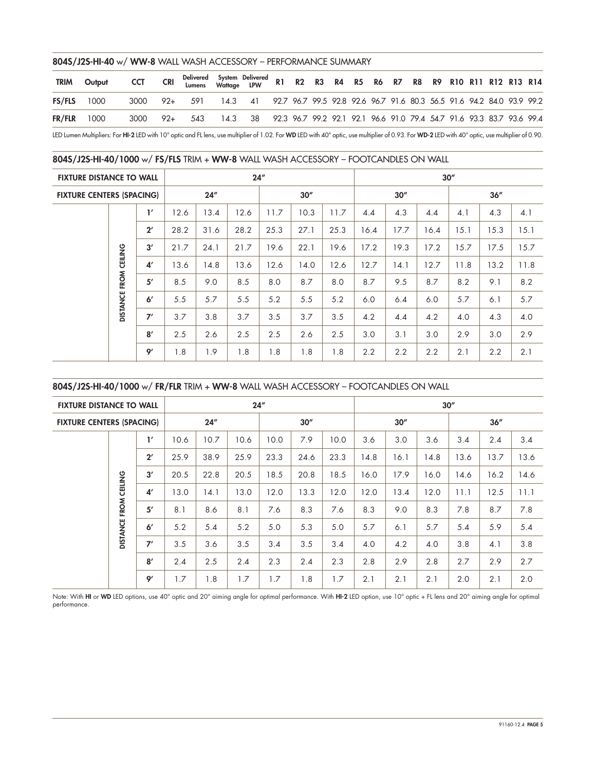## 804S/J2S-HI-40 w/ WW-8 WALL WASH ACCESSORY – PERFORMANCE SUMMARY

| TRIM | Output | CCT | CRI | Delivered Lumens | System Wattage | Delivered LPW | R1 | R2 | R3 | R4 | R5 | R6 | R7 | R8 | R9 | R10 | R11 | R12 | R13 | R14 |
|---|---|---|---|---|---|---|---|---|---|---|---|---|---|---|---|---|---|---|---|---|
| FS/FLS | 1000 | 3000 | 92+ | 591 | 14.3 | 41 | 92.7 | 96.7 | 99.5 | 92.8 | 92.6 | 96.7 | 91.6 | 80.3 | 56.5 | 91.6 | 94.2 | 84.0 | 93.9 | 99.2 |
| FR/FLR | 1000 | 3000 | 92+ | 543 | 14.3 | 38 | 92.3 | 96.7 | 99.2 | 92.1 | 92.1 | 96.6 | 91.0 | 79.4 | 54.7 | 91.6 | 93.3 | 83.7 | 93.6 | 99.4 |

LED Lumen Multipliers: For **HI-2** LED with 10° optic and FL lens, use multiplier of 1.02. For **WD** LED with 40° optic, use multiplier of 0.93. For **WD-2** LED with 40° optic, use multiplier of 0.90.

## 804S/J2S-HI-40/1000 w/ FS/FLS TRIM + WW-8 WALL WASH ACCESSORY – FOOTCANDLES ON WALL

| FIXTURE DISTANCE TO WALL | | 24″ | | | | | | 30″ | | | | | |
|---|---|---|---|---|---|---|---|---|---|---|---|---|---|
| FIXTURE CENTERS (SPACING) | | 24″ | | | 30″ | | | 30″ | | | 36″ | | |
| DISTANCE FROM CEILING | 1′ | 12.6 | 13.4 | 12.6 | 11.7 | 10.3 | 11.7 | 4.4 | 4.3 | 4.4 | 4.1 | 4.3 | 4.1 |
| | 2′ | 28.2 | 31.6 | 28.2 | 25.3 | 27.1 | 25.3 | 16.4 | 17.7 | 16.4 | 15.1 | 15.3 | 15.1 |
| | 3′ | 21.7 | 24.1 | 21.7 | 19.6 | 22.1 | 19.6 | 17.2 | 19.3 | 17.2 | 15.7 | 17.5 | 15.7 |
| | 4′ | 13.6 | 14.8 | 13.6 | 12.6 | 14.0 | 12.6 | 12.7 | 14.1 | 12.7 | 11.8 | 13.2 | 11.8 |
| | 5′ | 8.5 | 9.0 | 8.5 | 8.0 | 8.7 | 8.0 | 8.7 | 9.5 | 8.7 | 8.2 | 9.1 | 8.2 |
| | 6′ | 5.5 | 5.7 | 5.5 | 5.2 | 5.5 | 5.2 | 6.0 | 6.4 | 6.0 | 5.7 | 6.1 | 5.7 |
| | 7′ | 3.7 | 3.8 | 3.7 | 3.5 | 3.7 | 3.5 | 4.2 | 4.4 | 4.2 | 4.0 | 4.3 | 4.0 |
| | 8′ | 2.5 | 2.6 | 2.5 | 2.5 | 2.6 | 2.5 | 3.0 | 3.1 | 3.0 | 2.9 | 3.0 | 2.9 |
| | 9′ | 1.8 | 1.9 | 1.8 | 1.8 | 1.8 | 1.8 | 2.2 | 2.2 | 2.2 | 2.1 | 2.2 | 2.1 |

## 804S/J2S-HI-40/1000 w/ FR/FLR TRIM + WW-8 WALL WASH ACCESSORY – FOOTCANDLES ON WALL

| FIXTURE DISTANCE TO WALL | | 24″ | | | | | | 30″ | | | | | |
|---|---|---|---|---|---|---|---|---|---|---|---|---|---|
| FIXTURE CENTERS (SPACING) | | 24″ | | | 30″ | | | 30″ | | | 36″ | | |
| DISTANCE FROM CEILING | 1′ | 10.6 | 10.7 | 10.6 | 10.0 | 7.9 | 10.0 | 3.6 | 3.0 | 3.6 | 3.4 | 2.4 | 3.4 |
| | 2′ | 25.9 | 38.9 | 25.9 | 23.3 | 24.6 | 23.3 | 14.8 | 16.1 | 14.8 | 13.6 | 13.7 | 13.6 |
| | 3′ | 20.5 | 22.8 | 20.5 | 18.5 | 20.8 | 18.5 | 16.0 | 17.9 | 16.0 | 14.6 | 16.2 | 14.6 |
| | 4′ | 13.0 | 14.1 | 13.0 | 12.0 | 13.3 | 12.0 | 12.0 | 13.4 | 12.0 | 11.1 | 12.5 | 11.1 |
| | 5′ | 8.1 | 8.6 | 8.1 | 7.6 | 8.3 | 7.6 | 8.3 | 9.0 | 8.3 | 7.8 | 8.7 | 7.8 |
| | 6′ | 5.2 | 5.4 | 5.2 | 5.0 | 5.3 | 5.0 | 5.7 | 6.1 | 5.7 | 5.4 | 5.9 | 5.4 |
| | 7′ | 3.5 | 3.6 | 3.5 | 3.4 | 3.5 | 3.4 | 4.0 | 4.2 | 4.0 | 3.8 | 4.1 | 3.8 |
| | 8′ | 2.4 | 2.5 | 2.4 | 2.3 | 2.4 | 2.3 | 2.8 | 2.9 | 2.8 | 2.7 | 2.9 | 2.7 |
| | 9′ | 1.7 | 1.8 | 1.7 | 1.7 | 1.8 | 1.7 | 2.1 | 2.1 | 2.1 | 2.0 | 2.1 | 2.0 |

Note: With **HI** or **WD** LED options, use 40° optic and 20° aiming angle for optimal performance. With **HI-2** LED option, use 10° optic + FL lens and 20° aiming angle for optimal performance.

91160-12.4